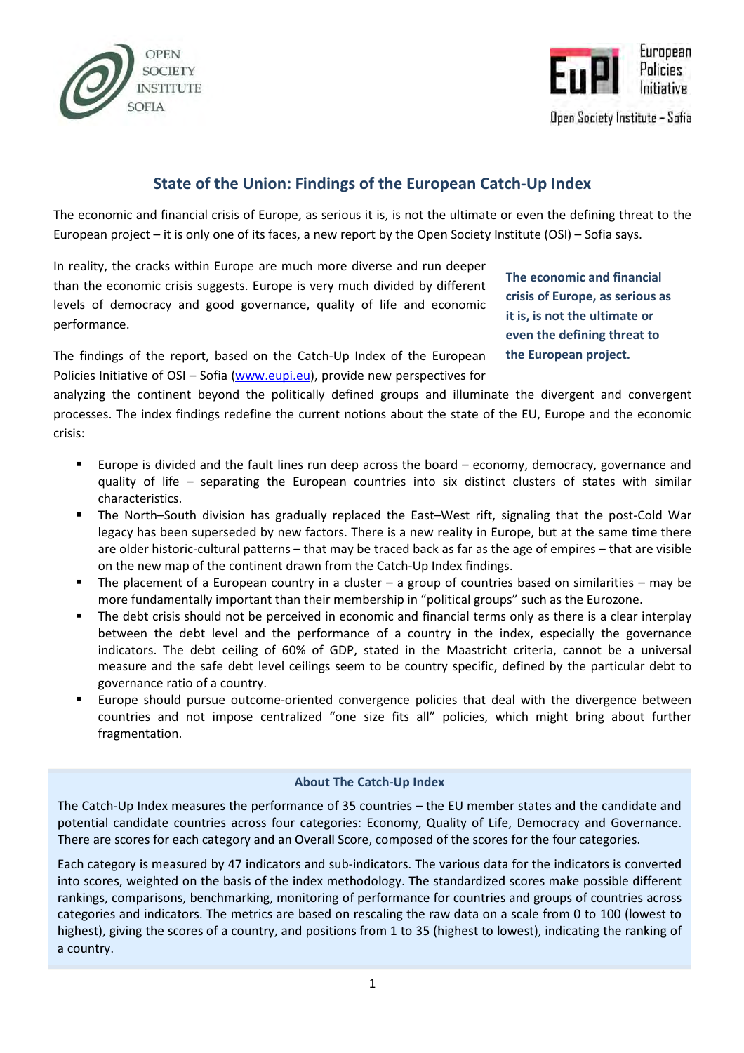## State of the Union: Findings of the European Catch-Up Index

The economic and financial crisis of Europe, as serious it is, is not the ultimate or even the defining threat to the European project – it is only one of its faces, a new report by the Open Society Institute (OSI) – Sofia says.

In reality, the cracks within Europe are much more diverse and run deeper than the economic crisis suggests. Europe is very much divided by different levels of democracy and good governance, quality of life and economic performance.

**The economic and financial crisis of Europe, as serious as it is, is not the ultimate or even the defining threat to the European project.**

The findings of the report, based on the Catch-Up Index of the European Policies Initiative of OSI – Sofia (www.eupi.eu), provide new perspectives for analyzing the continent beyond the politically defined groups and illuminate the divergent and convergent processes. The index findings redefine the current notions about the state of the EU, Europe and the economic crisis:

- Europe is divided and the fault lines run deep across the board – economy, democracy, governance and quality of life – separating the European countries into six distinct clusters of states with similar characteristics.
- The North–South division has gradually replaced the East–West rift, signaling that the post-Cold War legacy has been superseded by new factors. There is a new reality in Europe, but at the same time there are older historic-cultural patterns – that may be traced back as far as the age of empires – that are visible on the new map of the continent drawn from the Catch-Up Index findings.
- The placement of a European country in a cluster – a group of countries based on similarities – may be more fundamentally important than their membership in "political groups" such as the Eurozone.
- The debt crisis should not be perceived in economic and financial terms only as there is a clear interplay between the debt level and the performance of a country in the index, especially the governance indicators. The debt ceiling of 60% of GDP, stated in the Maastricht criteria, cannot be a universal measure and the safe debt level ceilings seem to be country specific, defined by the particular debt to governance ratio of a country.
- Europe should pursue outcome-oriented convergence policies that deal with the divergence between countries and not impose centralized "one size fits all" policies, which might bring about further fragmentation.

### About The Catch-Up Index

The Catch-Up Index measures the performance of 35 countries – the EU member states and the candidate and potential candidate countries across four categories: Economy, Quality of Life, Democracy and Governance. There are scores for each category and an Overall Score, composed of the scores for the four categories.

Each category is measured by 47 indicators and sub-indicators. The various data for the indicators is converted into scores, weighted on the basis of the index methodology. The standardized scores make possible different rankings, comparisons, benchmarking, monitoring of performance for countries and groups of countries across categories and indicators. The metrics are based on rescaling the raw data on a scale from 0 to 100 (lowest to highest), giving the scores of a country, and positions from 1 to 35 (highest to lowest), indicating the ranking of a country.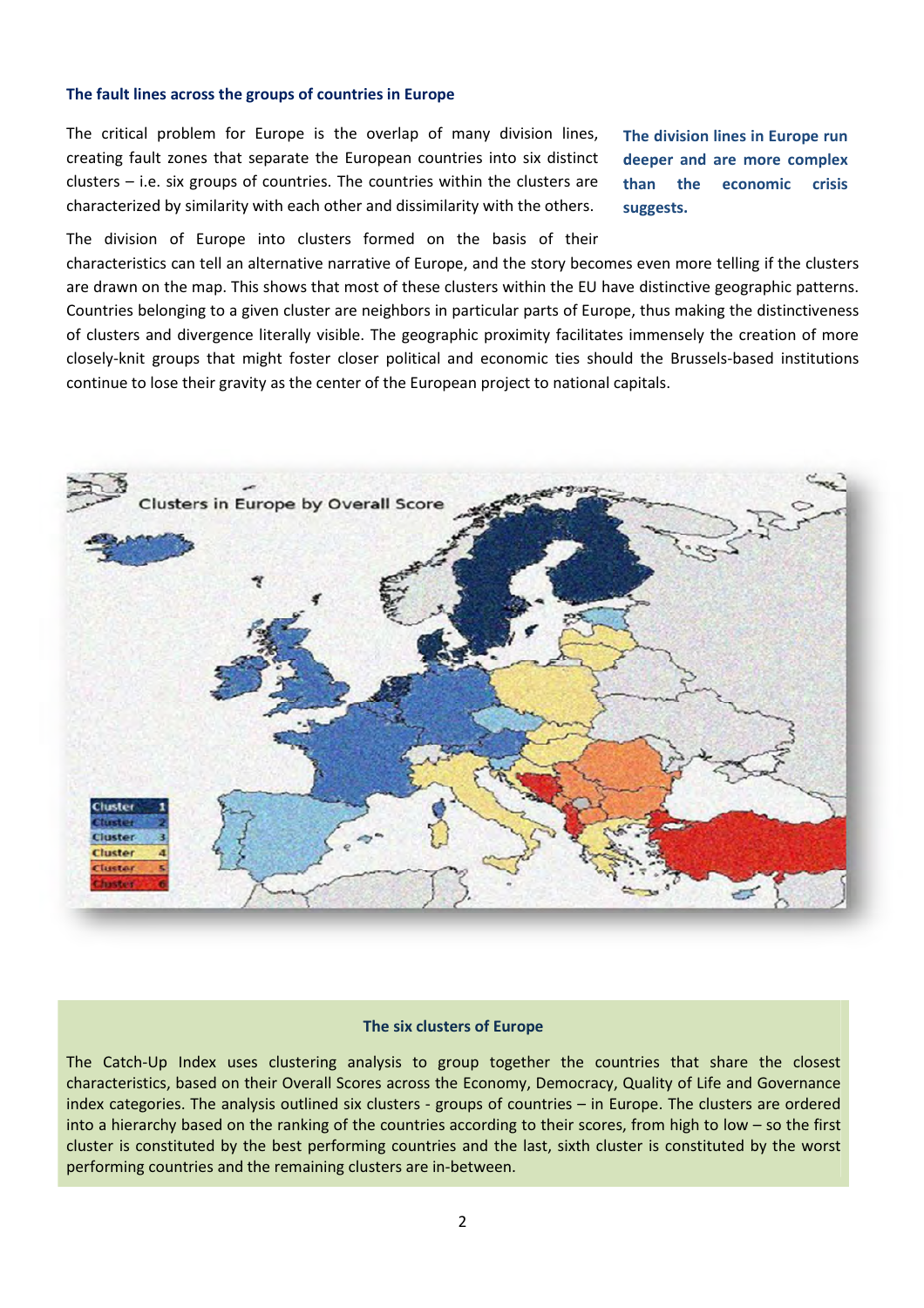### The fault lines across the groups of countries in Europe

The critical problem for Europe is the overlap of many division lines, creating fault zones that separate the European countries into six distinct clusters – i.e. six groups of countries. The countries within the clusters are characterized by similarity with each other and dissimilarity with the others.

**The division lines in Europe run deeper and are more complex than the economic crisis suggests.**

The division of Europe into clusters formed on the basis of their characteristics can tell an alternative narrative of Europe, and the story becomes even more telling if the clusters are drawn on the map. This shows that most of these clusters within the EU have distinctive geographic patterns. Countries belonging to a given cluster are neighbors in particular parts of Europe, thus making the distinctiveness of clusters and divergence literally visible. The geographic proximity facilitates immensely the creation of more closely-knit groups that might foster closer political and economic ties should the Brussels-based institutions continue to lose their gravity as the center of the European project to national capitals.

#### The six clusters of Europe

The Catch-Up Index uses clustering analysis to group together the countries that share the closest characteristics, based on their Overall Scores across the Economy, Democracy, Quality of Life and Governance index categories. The analysis outlined six clusters - groups of countries – in Europe. The clusters are ordered into a hierarchy based on the ranking of the countries according to their scores, from high to low – so the first cluster is constituted by the best performing countries and the last, sixth cluster is constituted by the worst performing countries and the remaining clusters are in-between.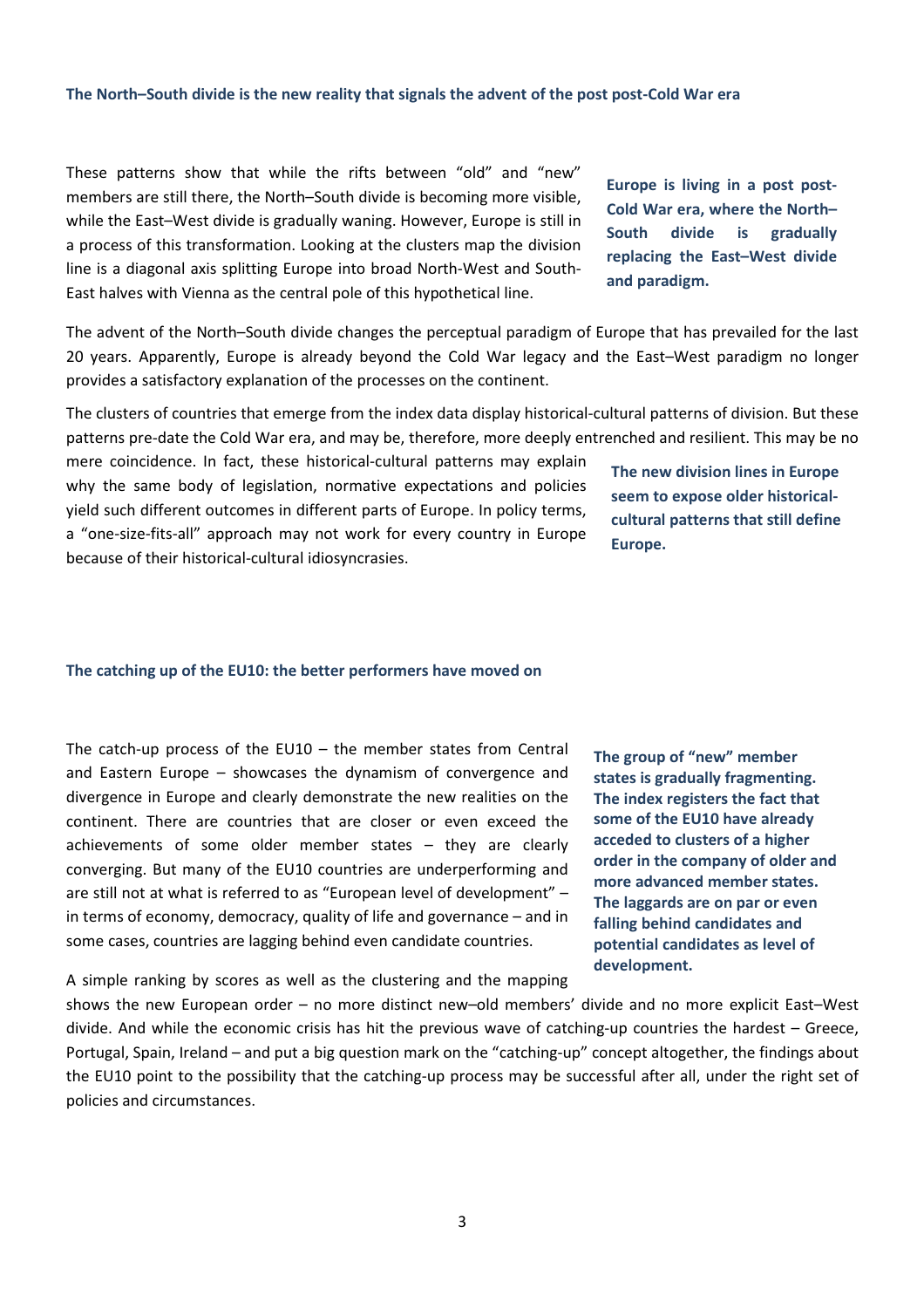### The North–South divide is the new reality that signals the advent of the post post-Cold War era

These patterns show that while the rifts between "old" and "new" members are still there, the North–South divide is becoming more visible, while the East–West divide is gradually waning. However, Europe is still in a process of this transformation. Looking at the clusters map the division line is a diagonal axis splitting Europe into broad North-West and South-East halves with Vienna as the central pole of this hypothetical line.

**Europe is living in a post post-Cold War era, where the North–South divide is gradually replacing the East–West divide and paradigm.**

The advent of the North–South divide changes the perceptual paradigm of Europe that has prevailed for the last 20 years. Apparently, Europe is already beyond the Cold War legacy and the East–West paradigm no longer provides a satisfactory explanation of the processes on the continent.

The clusters of countries that emerge from the index data display historical-cultural patterns of division. But these patterns pre-date the Cold War era, and may be, therefore, more deeply entrenched and resilient. This may be no mere coincidence. In fact, these historical-cultural patterns may explain why the same body of legislation, normative expectations and policies yield such different outcomes in different parts of Europe. In policy terms, a "one-size-fits-all" approach may not work for every country in Europe because of their historical-cultural idiosyncrasies.

**The new division lines in Europe seem to expose older historical-cultural patterns that still define Europe.**

### The catching up of the EU10: the better performers have moved on

The catch-up process of the EU10 – the member states from Central and Eastern Europe – showcases the dynamism of convergence and divergence in Europe and clearly demonstrate the new realities on the continent. There are countries that are closer or even exceed the achievements of some older member states – they are clearly converging. But many of the EU10 countries are underperforming and are still not at what is referred to as "European level of development" – in terms of economy, democracy, quality of life and governance – and in some cases, countries are lagging behind even candidate countries.

**The group of "new" member states is gradually fragmenting. The index registers the fact that some of the EU10 have already acceded to clusters of a higher order in the company of older and more advanced member states. The laggards are on par or even falling behind candidates and potential candidates as level of development.**

A simple ranking by scores as well as the clustering and the mapping shows the new European order – no more distinct new–old members' divide and no more explicit East–West divide. And while the economic crisis has hit the previous wave of catching-up countries the hardest – Greece, Portugal, Spain, Ireland – and put a big question mark on the "catching-up" concept altogether, the findings about the EU10 point to the possibility that the catching-up process may be successful after all, under the right set of policies and circumstances.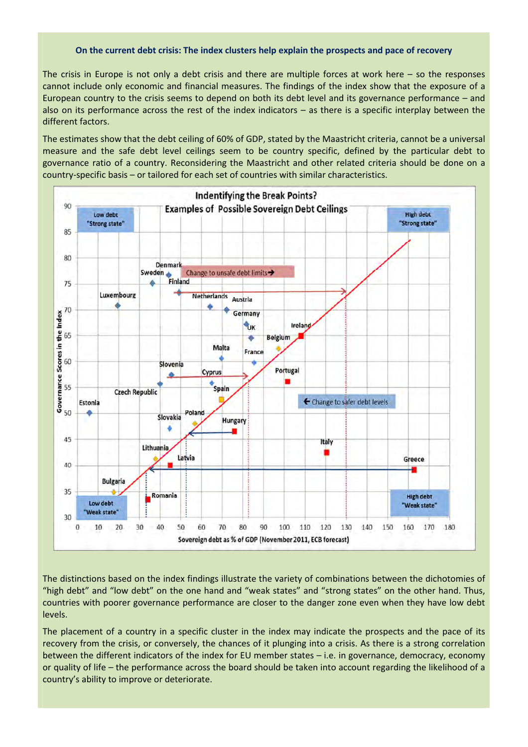### On the current debt crisis: The index clusters help explain the prospects and pace of recovery

The crisis in Europe is not only a debt crisis and there are multiple forces at work here – so the responses cannot include only economic and financial measures. The findings of the index show that the exposure of a European country to the crisis seems to depend on both its debt level and its governance performance – and also on its performance across the rest of the index indicators – as there is a specific interplay between the different factors.

The estimates show that the debt ceiling of 60% of GDP, stated by the Maastricht criteria, cannot be a universal measure and the safe debt level ceilings seem to be country specific, defined by the particular debt to governance ratio of a country. Reconsidering the Maastricht and other related criteria should be done on a country-specific basis – or tailored for each set of countries with similar characteristics.

**Indentifying the Break Points?**
**Examples of Possible Sovereign Debt Ceilings**

Low debt "Strong state" | High debt "Strong state" | Low debt "Weak state" | High debt "Weak state"

Change to unsafe debt limits → | ← Change to safer debt levels

Y-axis: Governance Scores in the Index (30–90)
X-axis: Sovereign debt as % of GDP (November 2011, ECB forecast) (0–180)

Countries shown: Denmark, Sweden, Finland, Luxembourg, Netherlands, Austria, Germany, UK, Ireland, Belgium, Malta, France, Slovenia, Cyprus, Portugal, Czech Republic, Spain, Estonia, Slovakia, Poland, Hungary, Italy, Lithuania, Latvia, Greece, Bulgaria, Romania

The distinctions based on the index findings illustrate the variety of combinations between the dichotomies of "high debt" and "low debt" on the one hand and "weak states" and "strong states" on the other hand. Thus, countries with poorer governance performance are closer to the danger zone even when they have low debt levels.

The placement of a country in a specific cluster in the index may indicate the prospects and the pace of its recovery from the crisis, or conversely, the chances of it plunging into a crisis. As there is a strong correlation between the different indicators of the index for EU member states – i.e. in governance, democracy, economy or quality of life – the performance across the board should be taken into account regarding the likelihood of a country's ability to improve or deteriorate.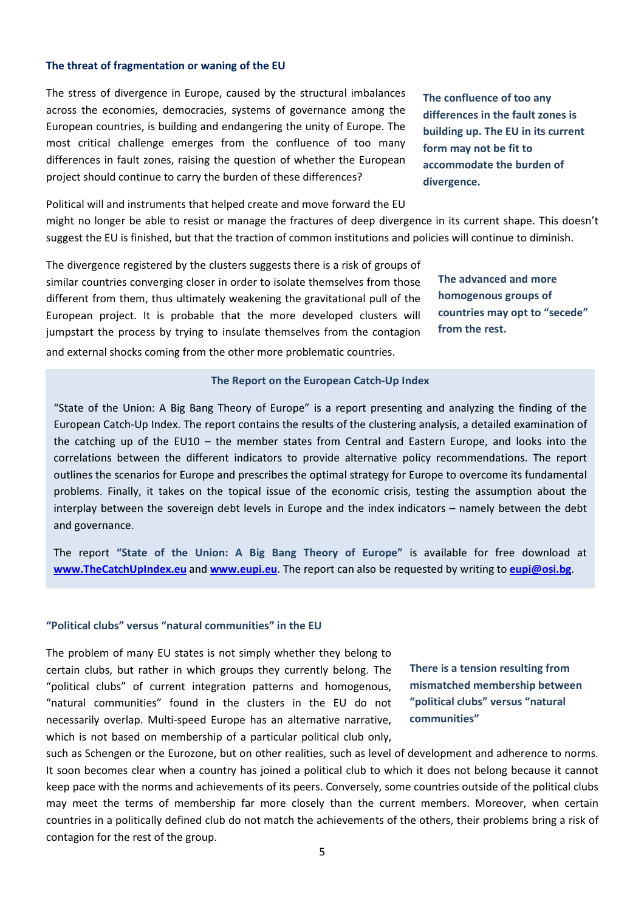### The threat of fragmentation or waning of the EU

The stress of divergence in Europe, caused by the structural imbalances across the economies, democracies, systems of governance among the European countries, is building and endangering the unity of Europe. The most critical challenge emerges from the confluence of too many differences in fault zones, raising the question of whether the European project should continue to carry the burden of these differences?

**The confluence of too any differences in the fault zones is building up. The EU in its current form may not be fit to accommodate the burden of divergence.**

Political will and instruments that helped create and move forward the EU might no longer be able to resist or manage the fractures of deep divergence in its current shape. This doesn't suggest the EU is finished, but that the traction of common institutions and policies will continue to diminish.

The divergence registered by the clusters suggests there is a risk of groups of similar countries converging closer in order to isolate themselves from those different from them, thus ultimately weakening the gravitational pull of the European project. It is probable that the more developed clusters will jumpstart the process by trying to insulate themselves from the contagion and external shocks coming from the other more problematic countries.

**The advanced and more homogenous groups of countries may opt to "secede" from the rest.**

**The Report on the European Catch-Up Index**

"State of the Union: A Big Bang Theory of Europe" is a report presenting and analyzing the finding of the European Catch-Up Index. The report contains the results of the clustering analysis, a detailed examination of the catching up of the EU10 – the member states from Central and Eastern Europe, and looks into the correlations between the different indicators to provide alternative policy recommendations. The report outlines the scenarios for Europe and prescribes the optimal strategy for Europe to overcome its fundamental problems. Finally, it takes on the topical issue of the economic crisis, testing the assumption about the interplay between the sovereign debt levels in Europe and the index indicators – namely between the debt and governance.

The report **"State of the Union: A Big Bang Theory of Europe"** is available for free download at **www.TheCatchUpIndex.eu** and **www.eupi.eu**. The report can also be requested by writing to **eupi@osi.bg**.

### "Political clubs" versus "natural communities" in the EU

The problem of many EU states is not simply whether they belong to certain clubs, but rather in which groups they currently belong. The "political clubs" of current integration patterns and homogenous, "natural communities" found in the clusters in the EU do not necessarily overlap. Multi-speed Europe has an alternative narrative, which is not based on membership of a particular political club only, such as Schengen or the Eurozone, but on other realities, such as level of development and adherence to norms. It soon becomes clear when a country has joined a political club to which it does not belong because it cannot keep pace with the norms and achievements of its peers. Conversely, some countries outside of the political clubs may meet the terms of membership far more closely than the current members. Moreover, when certain countries in a politically defined club do not match the achievements of the others, their problems bring a risk of contagion for the rest of the group.

**There is a tension resulting from mismatched membership between "political clubs" versus "natural communities"**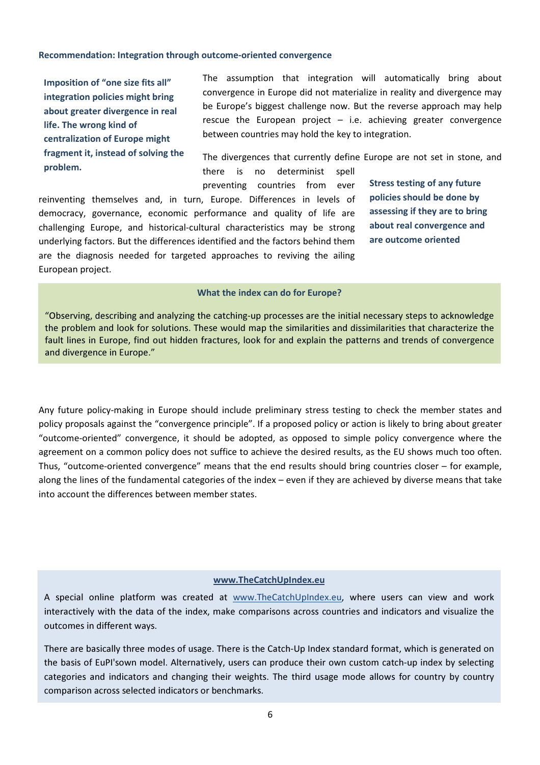### Recommendation: Integration through outcome-oriented convergence

**Imposition of "one size fits all" integration policies might bring about greater divergence in real life. The wrong kind of centralization of Europe might fragment it, instead of solving the problem.**

The assumption that integration will automatically bring about convergence in Europe did not materialize in reality and divergence may be Europe's biggest challenge now. But the reverse approach may help rescue the European project – i.e. achieving greater convergence between countries may hold the key to integration.

The divergences that currently define Europe are not set in stone, and there is no determinist spell preventing countries from ever reinventing themselves and, in turn, Europe. Differences in levels of democracy, governance, economic performance and quality of life are challenging Europe, and historical-cultural characteristics may be strong underlying factors. But the differences identified and the factors behind them are the diagnosis needed for targeted approaches to reviving the ailing European project.

**Stress testing of any future policies should be done by assessing if they are to bring about real convergence and are outcome oriented**

> **What the index can do for Europe?**
>
> "Observing, describing and analyzing the catching-up processes are the initial necessary steps to acknowledge the problem and look for solutions. These would map the similarities and dissimilarities that characterize the fault lines in Europe, find out hidden fractures, look for and explain the patterns and trends of convergence and divergence in Europe."

Any future policy-making in Europe should include preliminary stress testing to check the member states and policy proposals against the "convergence principle". If a proposed policy or action is likely to bring about greater "outcome-oriented" convergence, it should be adopted, as opposed to simple policy convergence where the agreement on a common policy does not suffice to achieve the desired results, as the EU shows much too often. Thus, "outcome-oriented convergence" means that the end results should bring countries closer – for example, along the lines of the fundamental categories of the index – even if they are achieved by diverse means that take into account the differences between member states.

> **www.TheCatchUpIndex.eu**
>
> A special online platform was created at www.TheCatchUpIndex.eu, where users can view and work interactively with the data of the index, make comparisons across countries and indicators and visualize the outcomes in different ways.
>
> There are basically three modes of usage. There is the Catch-Up Index standard format, which is generated on the basis of EuPI'sown model. Alternatively, users can produce their own custom catch-up index by selecting categories and indicators and changing their weights. The third usage mode allows for country by country comparison across selected indicators or benchmarks.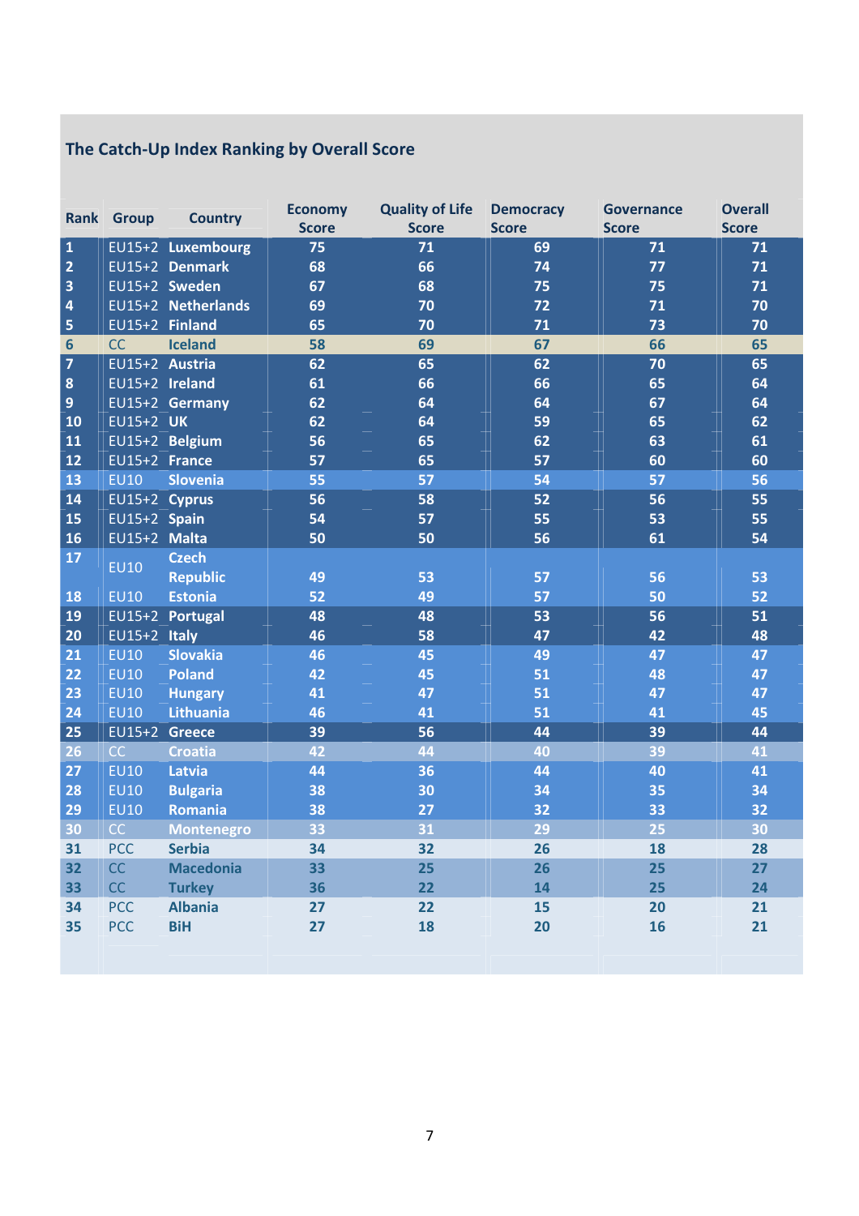## The Catch-Up Index Ranking by Overall Score

| Rank | Group | Country | Economy Score | Quality of Life Score | Democracy Score | Governance Score | Overall Score |
|---|---|---|---|---|---|---|---|
| 1 | EU15+2 | Luxembourg | 75 | 71 | 69 | 71 | 71 |
| 2 | EU15+2 | Denmark | 68 | 66 | 74 | 77 | 71 |
| 3 | EU15+2 | Sweden | 67 | 68 | 75 | 75 | 71 |
| 4 | EU15+2 | Netherlands | 69 | 70 | 72 | 71 | 70 |
| 5 | EU15+2 | Finland | 65 | 70 | 71 | 73 | 70 |
| 6 | CC | Iceland | 58 | 69 | 67 | 66 | 65 |
| 7 | EU15+2 | Austria | 62 | 65 | 62 | 70 | 65 |
| 8 | EU15+2 | Ireland | 61 | 66 | 66 | 65 | 64 |
| 9 | EU15+2 | Germany | 62 | 64 | 64 | 67 | 64 |
| 10 | EU15+2 | UK | 62 | 64 | 59 | 65 | 62 |
| 11 | EU15+2 | Belgium | 56 | 65 | 62 | 63 | 61 |
| 12 | EU15+2 | France | 57 | 65 | 57 | 60 | 60 |
| 13 | EU10 | Slovenia | 55 | 57 | 54 | 57 | 56 |
| 14 | EU15+2 | Cyprus | 56 | 58 | 52 | 56 | 55 |
| 15 | EU15+2 | Spain | 54 | 57 | 55 | 53 | 55 |
| 16 | EU15+2 | Malta | 50 | 50 | 56 | 61 | 54 |
| 17 | EU10 | Czech Republic | 49 | 53 | 57 | 56 | 53 |
| 18 | EU10 | Estonia | 52 | 49 | 57 | 50 | 52 |
| 19 | EU15+2 | Portugal | 48 | 48 | 53 | 56 | 51 |
| 20 | EU15+2 | Italy | 46 | 58 | 47 | 42 | 48 |
| 21 | EU10 | Slovakia | 46 | 45 | 49 | 47 | 47 |
| 22 | EU10 | Poland | 42 | 45 | 51 | 48 | 47 |
| 23 | EU10 | Hungary | 41 | 47 | 51 | 47 | 47 |
| 24 | EU10 | Lithuania | 46 | 41 | 51 | 41 | 45 |
| 25 | EU15+2 | Greece | 39 | 56 | 44 | 39 | 44 |
| 26 | CC | Croatia | 42 | 44 | 40 | 39 | 41 |
| 27 | EU10 | Latvia | 44 | 36 | 44 | 40 | 41 |
| 28 | EU10 | Bulgaria | 38 | 30 | 34 | 35 | 34 |
| 29 | EU10 | Romania | 38 | 27 | 32 | 33 | 32 |
| 30 | CC | Montenegro | 33 | 31 | 29 | 25 | 30 |
| 31 | PCC | Serbia | 34 | 32 | 26 | 18 | 28 |
| 32 | CC | Macedonia | 33 | 25 | 26 | 25 | 27 |
| 33 | CC | Turkey | 36 | 22 | 14 | 25 | 24 |
| 34 | PCC | Albania | 27 | 22 | 15 | 20 | 21 |
| 35 | PCC | BiH | 27 | 18 | 20 | 16 | 21 |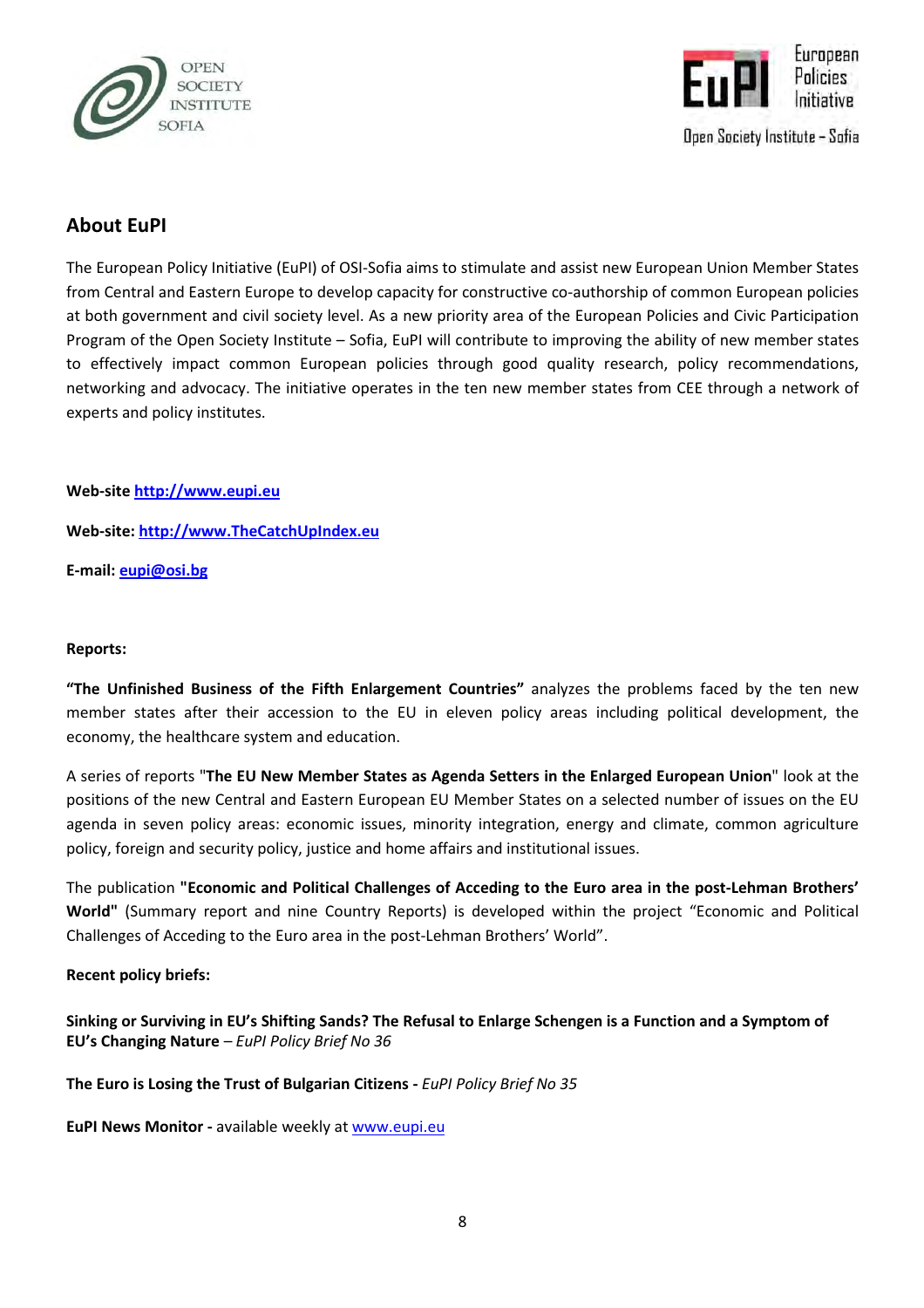## About EuPI

The European Policy Initiative (EuPI) of OSI-Sofia aims to stimulate and assist new European Union Member States from Central and Eastern Europe to develop capacity for constructive co-authorship of common European policies at both government and civil society level. As a new priority area of the European Policies and Civic Participation Program of the Open Society Institute – Sofia, EuPI will contribute to improving the ability of new member states to effectively impact common European policies through good quality research, policy recommendations, networking and advocacy. The initiative operates in the ten new member states from CEE through a network of experts and policy institutes.

**Web-site** [http://www.eupi.eu](http://www.eupi.eu)

**Web-site:** [http://www.TheCatchUpIndex.eu](http://www.TheCatchUpIndex.eu)

**E-mail:** [eupi@osi.bg](mailto:eupi@osi.bg)

**Reports:**

**"The Unfinished Business of the Fifth Enlargement Countries"** analyzes the problems faced by the ten new member states after their accession to the EU in eleven policy areas including political development, the economy, the healthcare system and education.

A series of reports "**The EU New Member States as Agenda Setters in the Enlarged European Union**" look at the positions of the new Central and Eastern European EU Member States on a selected number of issues on the EU agenda in seven policy areas: economic issues, minority integration, energy and climate, common agriculture policy, foreign and security policy, justice and home affairs and institutional issues.

The publication **"Economic and Political Challenges of Acceding to the Euro area in the post-Lehman Brothers' World"** (Summary report and nine Country Reports) is developed within the project "Economic and Political Challenges of Acceding to the Euro area in the post-Lehman Brothers' World".

**Recent policy briefs:**

**Sinking or Surviving in EU's Shifting Sands? The Refusal to Enlarge Schengen is a Function and a Symptom of EU's Changing Nature** – *EuPI Policy Brief No 36*

**The Euro is Losing the Trust of Bulgarian Citizens -** *EuPI Policy Brief No 35*

**EuPI News Monitor -** available weekly at [www.eupi.eu](http://www.eupi.eu)